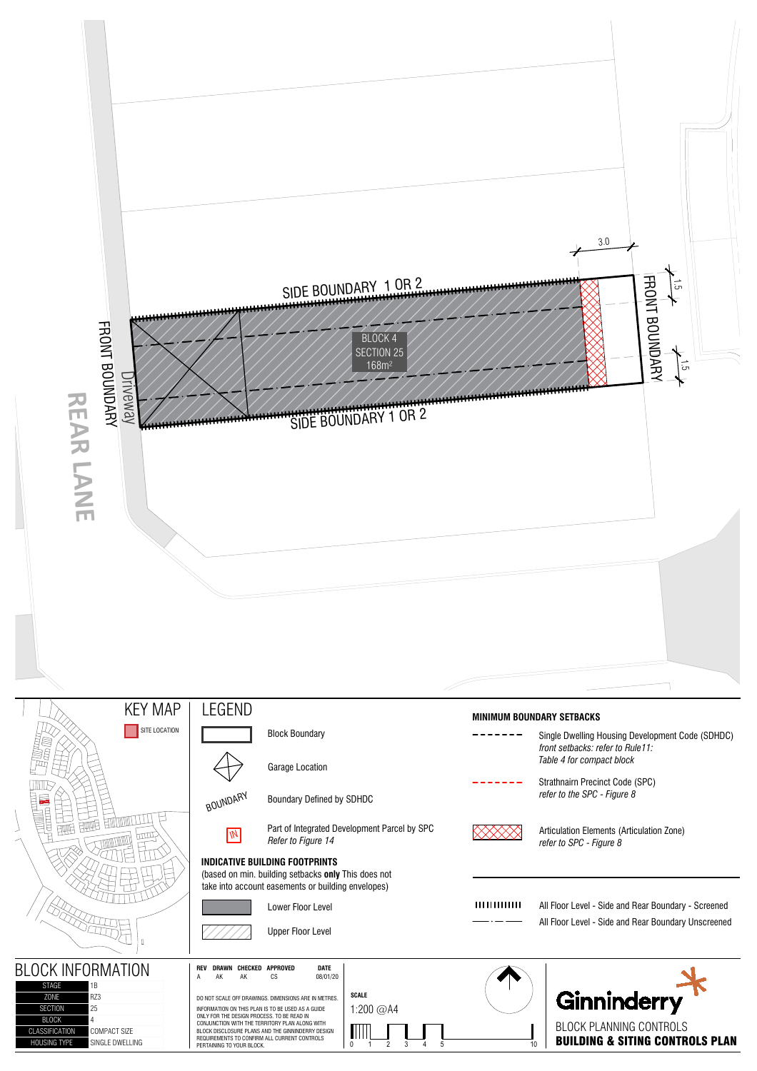REAR LANE

FRONT BOUNDARY

Driveway

SIDE BOUNDARY 1 OR 2

BLOCK 4
SECTION 25
168m²

SIDE BOUNDARY 1 OR 2

3.0

FRONT BOUNDARY

1.5

1.5

## KEY MAP

SITE LOCATION

## LEGEND

- Block Boundary
- Garage Location
- BOUNDARY — Boundary Defined by SDHDC
- IN — Part of Integrated Development Parcel by SPC *Refer to Figure 14*

**INDICATIVE BUILDING FOOTPRINTS**
(based on min. building setbacks **only** This does not take into account easements or building envelopes)

- Lower Floor Level
- Upper Floor Level

**MINIMUM BOUNDARY SETBACKS**

- Single Dwelling Housing Development Code (SDHDC) *front setbacks: refer to Rule11: Table 4 for compact block*
- Strathnairn Precinct Code (SPC) *refer to the SPC - Figure 8*
- Articulation Elements (Articulation Zone) *refer to SPC - Figure 8*
- All Floor Level - Side and Rear Boundary - Screened
- All Floor Level - Side and Rear Boundary Unscreened

## BLOCK INFORMATION

| | |
|---|---|
| STAGE | 1B |
| ZONE | RZ3 |
| SECTION | 25 |
| BLOCK | 4 |
| CLASSIFICATION | COMPACT SIZE |
| HOUSING TYPE | SINGLE DWELLING |

| REV | DRAWN | CHECKED | APPROVED | DATE |
|---|---|---|---|---|
| A | AK | AK | CS | 08/01/20 |

DO NOT SCALE OFF DRAWINGS. DIMENSIONS ARE IN METRES.
INFORMATION ON THIS PLAN IS TO BE USED AS A GUIDE ONLY FOR THE DESIGN PROCESS. TO BE READ IN CONJUNCTION WITH THE TERRITORY PLAN ALONG WITH BLOCK DISCLOSURE PLANS AND THE GINNINDERRY DESIGN REQUIREMENTS TO CONFIRM ALL CURRENT CONTROLS PERTAINING TO YOUR BLOCK.

**SCALE**
1:200 @A4

0 1 2 3 4 5 10

Ginninderry

BLOCK PLANNING CONTROLS
**BUILDING & SITING CONTROLS PLAN**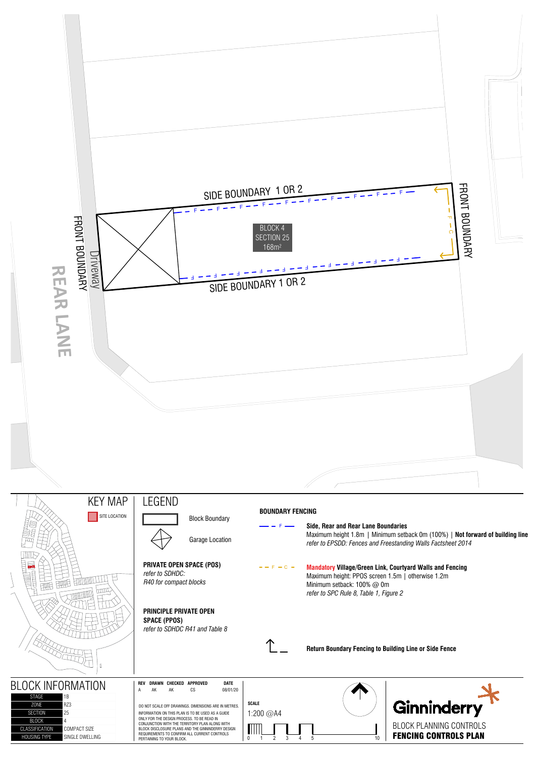SIDE BOUNDARY 1 OR 2

FRONT BOUNDARY

Driveway

REAR LANE

BLOCK 4
SECTION 25
168m²

SIDE BOUNDARY 1 OR 2

FRONT BOUNDARY

## KEY MAP

SITE LOCATION

## LEGEND

Block Boundary

Garage Location

**PRIVATE OPEN SPACE (POS)**
*refer to SDHDC:*
*R40 for compact blocks*

**PRINCIPLE PRIVATE OPEN SPACE (PPOS)**
*refer to SDHDC R41 and Table 8*

**BOUNDARY FENCING**

**Side, Rear and Rear Lane Boundaries**
Maximum height 1.8m | Minimum setback 0m (100%) | **Not forward of building line**
*refer to EPSDD: Fences and Freestanding Walls Factsheet 2014*

**Mandatory Village/Green Link, Courtyard Walls and Fencing**
Maximum height: PPOS screen 1.5m | otherwise 1.2m
Minimum setback: 100% @ 0m
*refer to SPC Rule 8, Table 1, Figure 2*

**Return Boundary Fencing to Building Line or Side Fence**

## BLOCK INFORMATION

| | |
|---|---|
| STAGE | 1B |
| ZONE | RZ3 |
| SECTION | 25 |
| BLOCK | 4 |
| CLASSIFICATION | COMPACT SIZE |
| HOUSING TYPE | SINGLE DWELLING |

| REV | DRAWN | CHECKED | APPROVED | DATE |
|---|---|---|---|---|
| A | AK | AK | CS | 08/01/20 |

DO NOT SCALE OFF DRAWINGS. DIMENSIONS ARE IN METRES.
INFORMATION ON THIS PLAN IS TO BE USED AS A GUIDE ONLY FOR THE DESIGN PROCESS. TO BE READ IN CONJUNCTION WITH THE TERRITORY PLAN ALONG WITH BLOCK DISCLOSURE PLANS AND THE GINNINDERRY DESIGN REQUIREMENTS TO CONFIRM ALL CURRENT CONTROLS PERTAINING TO YOUR BLOCK.

**SCALE**
1:200 @A4

0 1 2 3 4 5 10

Ginninderry

BLOCK PLANNING CONTROLS
**FENCING CONTROLS PLAN**